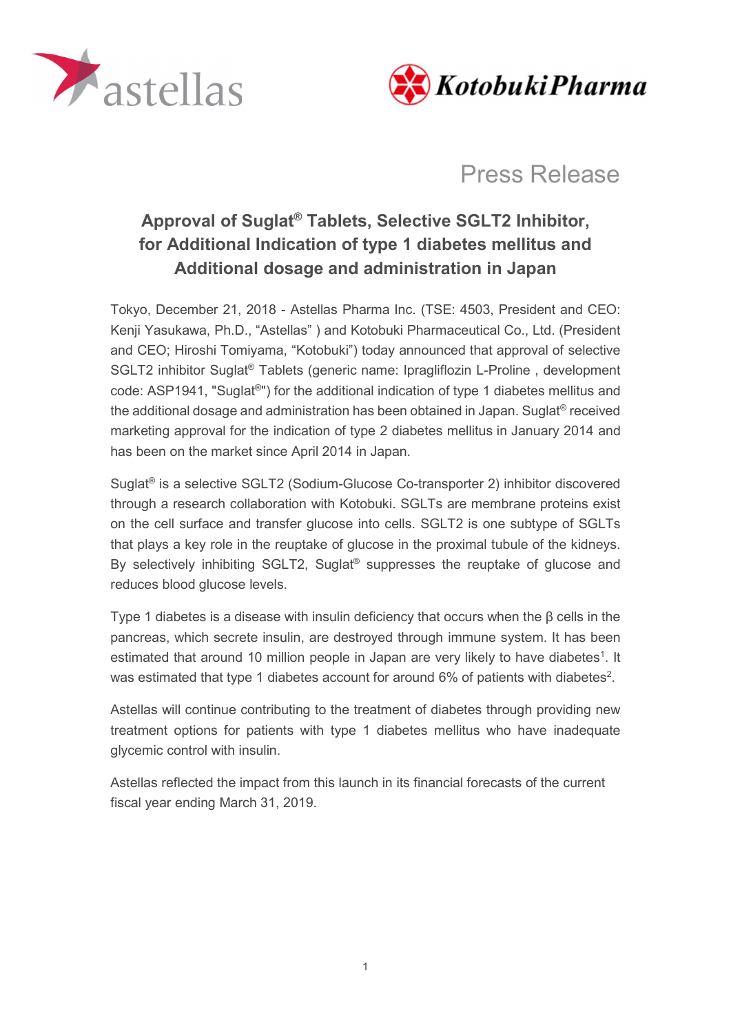astellas

KotobukiPharma

Press Release

# Approval of Suglat® Tablets, Selective SGLT2 Inhibitor, for Additional Indication of type 1 diabetes mellitus and Additional dosage and administration in Japan

Tokyo, December 21, 2018 - Astellas Pharma Inc. (TSE: 4503, President and CEO: Kenji Yasukawa, Ph.D., "Astellas" ) and Kotobuki Pharmaceutical Co., Ltd. (President and CEO; Hiroshi Tomiyama, "Kotobuki") today announced that approval of selective SGLT2 inhibitor Suglat® Tablets (generic name: Ipragliflozin L-Proline , development code: ASP1941, "Suglat®") for the additional indication of type 1 diabetes mellitus and the additional dosage and administration has been obtained in Japan. Suglat® received marketing approval for the indication of type 2 diabetes mellitus in January 2014 and has been on the market since April 2014 in Japan.

Suglat® is a selective SGLT2 (Sodium-Glucose Co-transporter 2) inhibitor discovered through a research collaboration with Kotobuki. SGLTs are membrane proteins exist on the cell surface and transfer glucose into cells. SGLT2 is one subtype of SGLTs that plays a key role in the reuptake of glucose in the proximal tubule of the kidneys. By selectively inhibiting SGLT2, Suglat® suppresses the reuptake of glucose and reduces blood glucose levels.

Type 1 diabetes is a disease with insulin deficiency that occurs when the β cells in the pancreas, which secrete insulin, are destroyed through immune system. It has been estimated that around 10 million people in Japan are very likely to have diabetes[1]. It was estimated that type 1 diabetes account for around 6% of patients with diabetes[2].

Astellas will continue contributing to the treatment of diabetes through providing new treatment options for patients with type 1 diabetes mellitus who have inadequate glycemic control with insulin.

Astellas reflected the impact from this launch in its financial forecasts of the current fiscal year ending March 31, 2019.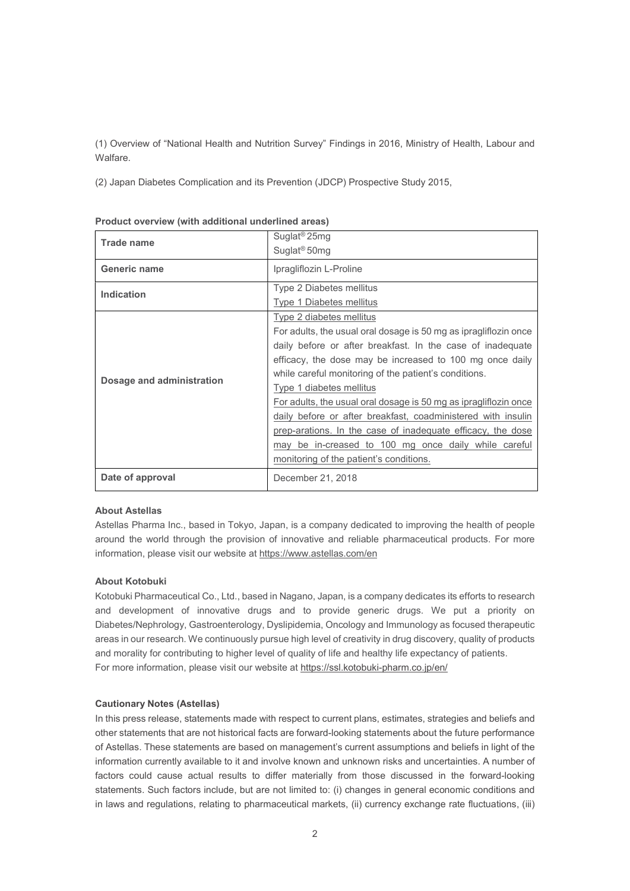(1) Overview of "National Health and Nutrition Survey" Findings in 2016, Ministry of Health, Labour and Walfare.

(2) Japan Diabetes Complication and its Prevention (JDCP) Prospective Study 2015,

**Product overview (with additional underlined areas)**

| **Trade name** | Suglat® 25mg<br>Suglat® 50mg |
|---|---|
| **Generic name** | Ipragliflozin L-Proline |
| **Indication** | Type 2 Diabetes mellitus<br><u>Type 1 Diabetes mellitus</u> |
| **Dosage and administration** | <u>Type 2 diabetes mellitus</u><br>For adults, the usual oral dosage is 50 mg as ipragliflozin once daily before or after breakfast. In the case of inadequate efficacy, the dose may be increased to 100 mg once daily while careful monitoring of the patient's conditions.<br><u>Type 1 diabetes mellitus</u><br><u>For adults, the usual oral dosage is 50 mg as ipragliflozin once daily before or after breakfast, coadministered with insulin prep-arations. In the case of inadequate efficacy, the dose may be in-creased to 100 mg once daily while careful monitoring of the patient's conditions.</u> |
| **Date of approval** | December 21, 2018 |

**About Astellas**

Astellas Pharma Inc., based in Tokyo, Japan, is a company dedicated to improving the health of people around the world through the provision of innovative and reliable pharmaceutical products. For more information, please visit our website at https://www.astellas.com/en

**About Kotobuki**

Kotobuki Pharmaceutical Co., Ltd., based in Nagano, Japan, is a company dedicates its efforts to research and development of innovative drugs and to provide generic drugs. We put a priority on Diabetes/Nephrology, Gastroenterology, Dyslipidemia, Oncology and Immunology as focused therapeutic areas in our research. We continuously pursue high level of creativity in drug discovery, quality of products and morality for contributing to higher level of quality of life and healthy life expectancy of patients.
For more information, please visit our website at https://ssl.kotobuki-pharm.co.jp/en/

**Cautionary Notes (Astellas)**

In this press release, statements made with respect to current plans, estimates, strategies and beliefs and other statements that are not historical facts are forward-looking statements about the future performance of Astellas. These statements are based on management's current assumptions and beliefs in light of the information currently available to it and involve known and unknown risks and uncertainties. A number of factors could cause actual results to differ materially from those discussed in the forward-looking statements. Such factors include, but are not limited to: (i) changes in general economic conditions and in laws and regulations, relating to pharmaceutical markets, (ii) currency exchange rate fluctuations, (iii)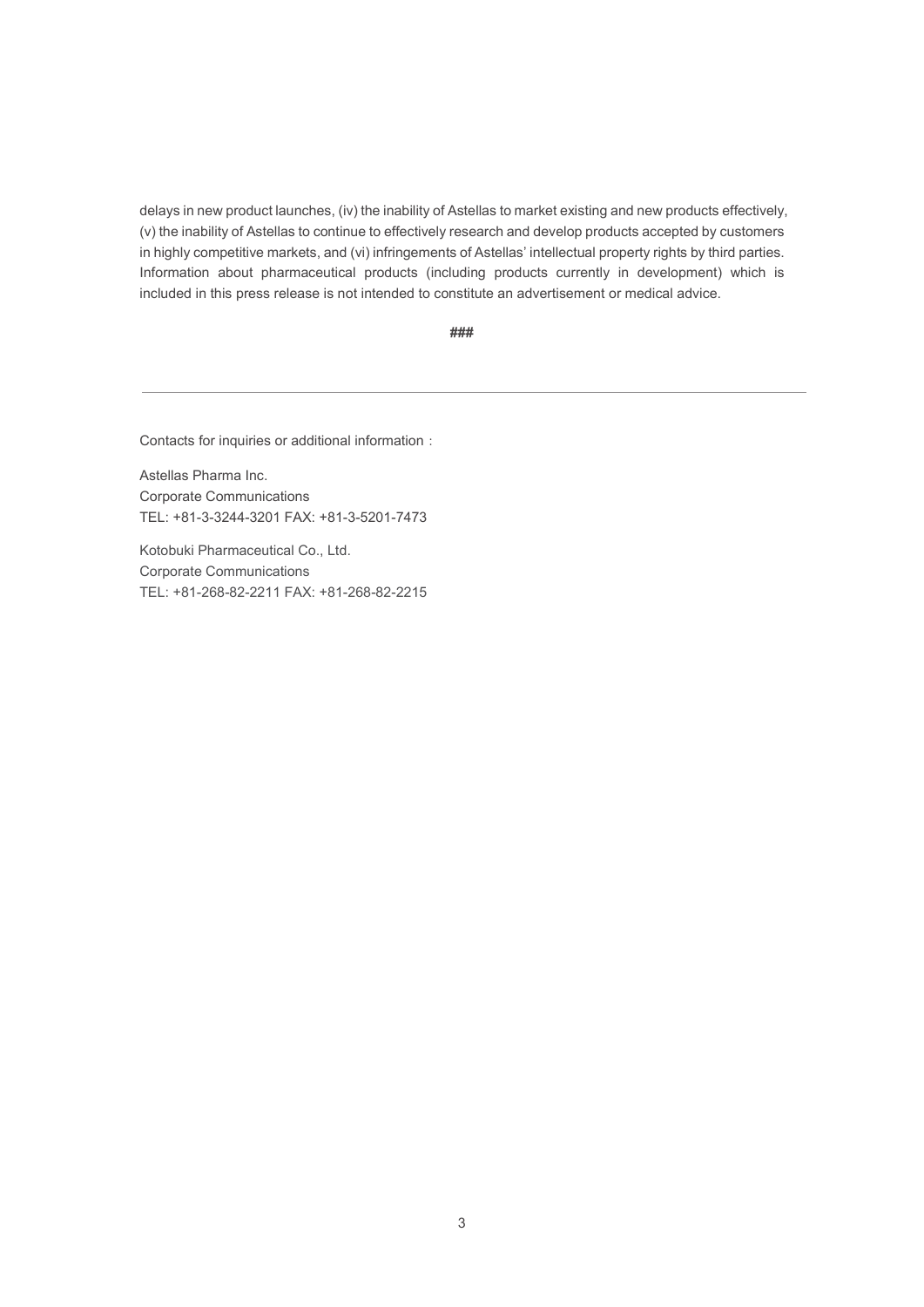delays in new product launches, (iv) the inability of Astellas to market existing and new products effectively, (v) the inability of Astellas to continue to effectively research and develop products accepted by customers in highly competitive markets, and (vi) infringements of Astellas' intellectual property rights by third parties. Information about pharmaceutical products (including products currently in development) which is included in this press release is not intended to constitute an advertisement or medical advice.

**###**

---

Contacts for inquiries or additional information：

Astellas Pharma Inc.
Corporate Communications
TEL: +81-3-3244-3201 FAX: +81-3-5201-7473

Kotobuki Pharmaceutical Co., Ltd.
Corporate Communications
TEL: +81-268-82-2211 FAX: +81-268-82-2215